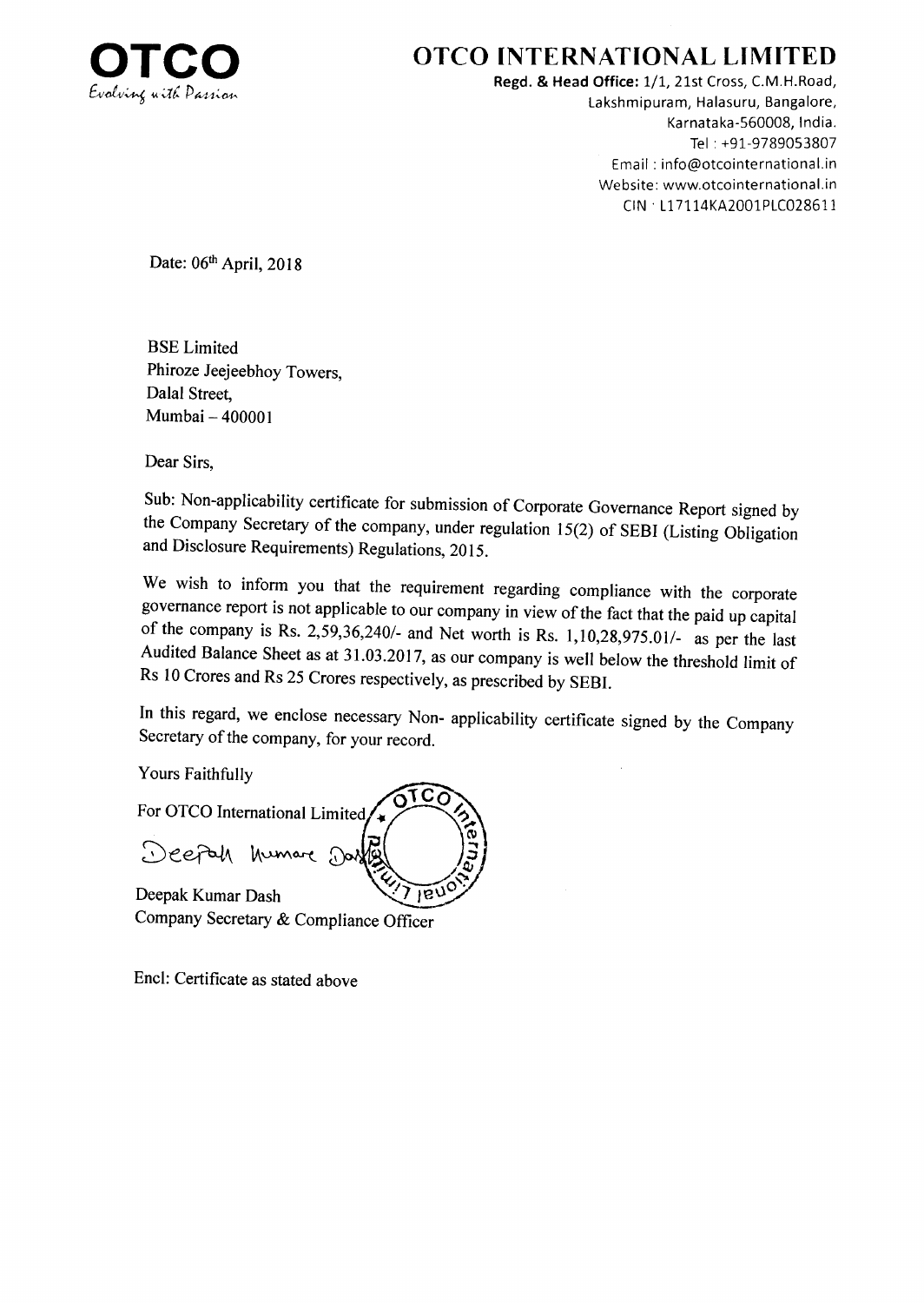# OTCO INTERNATIONAL LIMITED

OTCO
*Evolving with Passion*

**Regd. & Head Office:** 1/1, 21st Cross, C.M.H.Road,
Lakshmipuram, Halasuru, Bangalore,
Karnataka-560008, India.
Tel : +91-9789053807
Email : info@otcointernational.in
Website: www.otcointernational.in
CIN : L17114KA2001PLC028611

Date: 06th April, 2018

BSE Limited
Phiroze Jeejeebhoy Towers,
Dalal Street,
Mumbai – 400001

Dear Sirs,

Sub: Non-applicability certificate for submission of Corporate Governance Report signed by the Company Secretary of the company, under regulation 15(2) of SEBI (Listing Obligation and Disclosure Requirements) Regulations, 2015.

We wish to inform you that the requirement regarding compliance with the corporate governance report is not applicable to our company in view of the fact that the paid up capital of the company is Rs. 2,59,36,240/- and Net worth is Rs. 1,10,28,975.01/- as per the last Audited Balance Sheet as at 31.03.2017, as our company is well below the threshold limit of Rs 10 Crores and Rs 25 Crores respectively, as prescribed by SEBI.

In this regard, we enclose necessary Non- applicability certificate signed by the Company Secretary of the company, for your record.

Yours Faithfully

For OTCO International Limited

Deepak Kumar Dash

Deepak Kumar Dash
Company Secretary & Compliance Officer

Encl: Certificate as stated above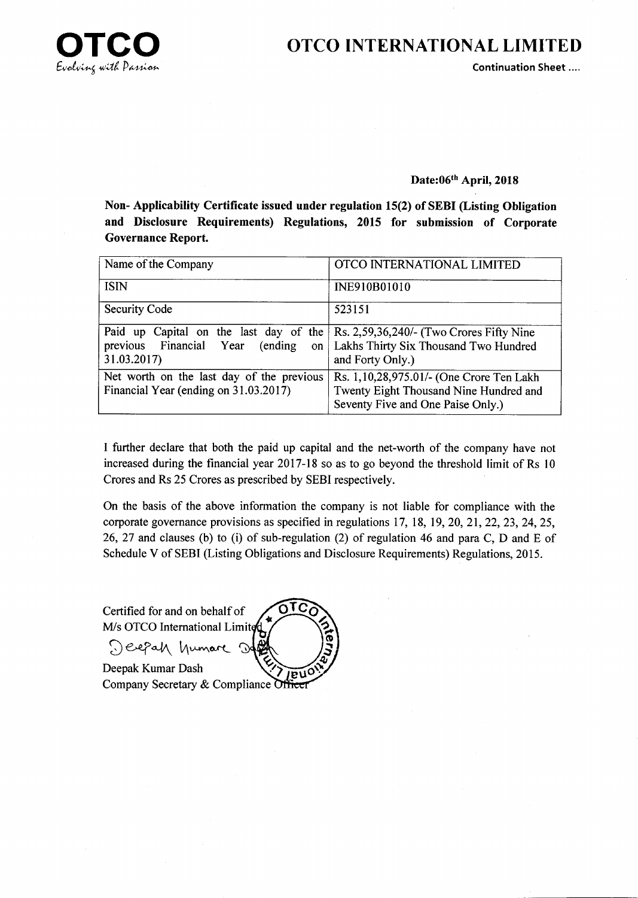# OTCO INTERNATIONAL LIMITED

Continuation Sheet ....

**Date:06th April, 2018**

**Non- Applicability Certificate issued under regulation 15(2) of SEBI (Listing Obligation and Disclosure Requirements) Regulations, 2015 for submission of Corporate Governance Report.**

| | |
|---|---|
| Name of the Company | OTCO INTERNATIONAL LIMITED |
| ISIN | INE910B01010 |
| Security Code | 523151 |
| Paid up Capital on the last day of the previous Financial Year (ending on 31.03.2017) | Rs. 2,59,36,240/- (Two Crores Fifty Nine Lakhs Thirty Six Thousand Two Hundred and Forty Only.) |
| Net worth on the last day of the previous Financial Year (ending on 31.03.2017) | Rs. 1,10,28,975.01/- (One Crore Ten Lakh Twenty Eight Thousand Nine Hundred and Seventy Five and One Paise Only.) |

I further declare that both the paid up capital and the net-worth of the company have not increased during the financial year 2017-18 so as to go beyond the threshold limit of Rs 10 Crores and Rs 25 Crores as prescribed by SEBI respectively.

On the basis of the above information the company is not liable for compliance with the corporate governance provisions as specified in regulations 17, 18, 19, 20, 21, 22, 23, 24, 25, 26, 27 and clauses (b) to (i) of sub-regulation (2) of regulation 46 and para C, D and E of Schedule V of SEBI (Listing Obligations and Disclosure Requirements) Regulations, 2015.

Certified for and on behalf of
M/s OTCO International Limited

Deepak Kumar Dash
Company Secretary & Compliance Officer